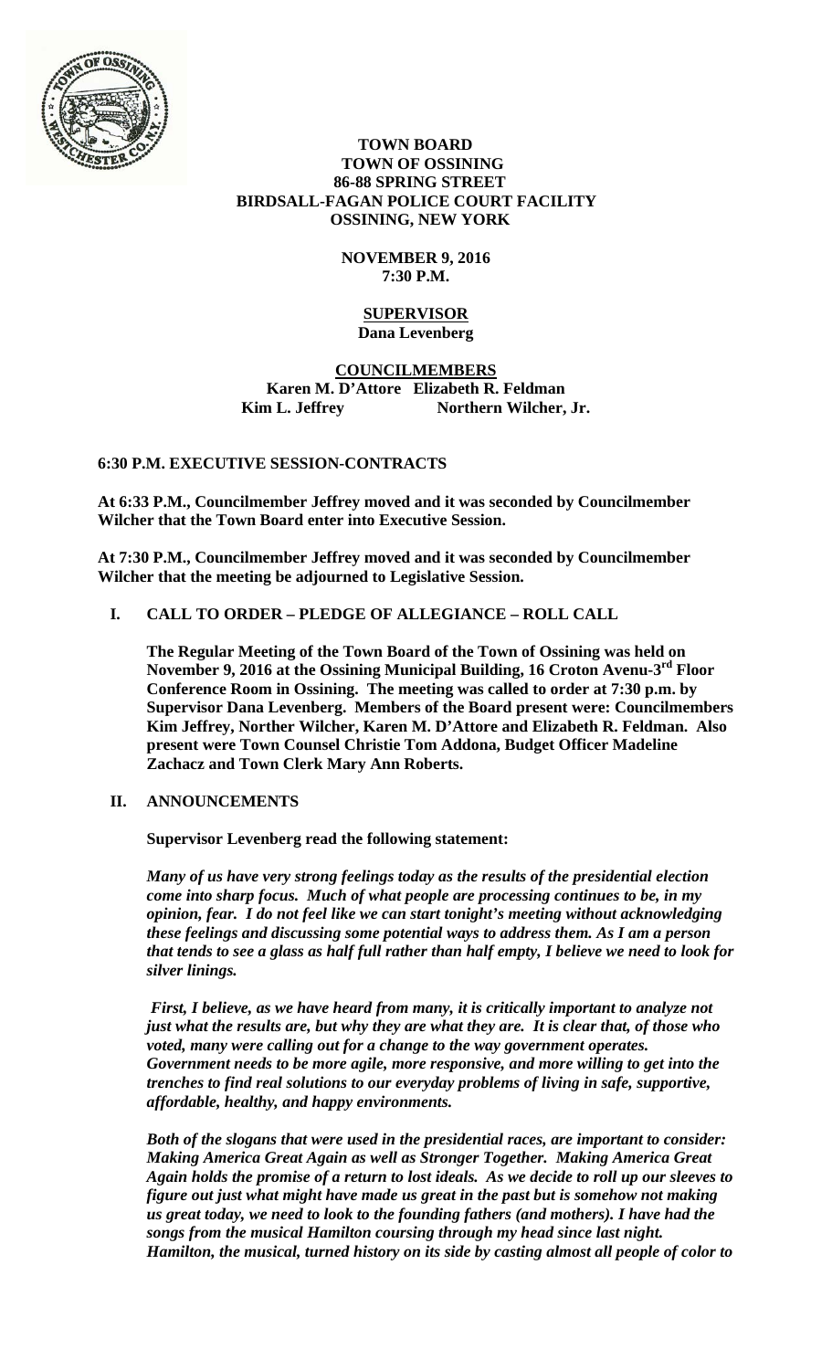**TOWN BOARD**
**TOWN OF OSSINING**
**86-88 SPRING STREET**
**BIRDSALL-FAGAN POLICE COURT FACILITY**
**OSSINING, NEW YORK**

**NOVEMBER 9, 2016**
**7:30 P.M.**

**SUPERVISOR**
**Dana Levenberg**

**COUNCILMEMBERS**
**Karen M. D'Attore Elizabeth R. Feldman**
**Kim L. Jeffrey Northern Wilcher, Jr.**

**6:30 P.M. EXECUTIVE SESSION-CONTRACTS**

**At 6:33 P.M., Councilmember Jeffrey moved and it was seconded by Councilmember Wilcher that the Town Board enter into Executive Session.**

**At 7:30 P.M., Councilmember Jeffrey moved and it was seconded by Councilmember Wilcher that the meeting be adjourned to Legislative Session.**

**I. CALL TO ORDER – PLEDGE OF ALLEGIANCE – ROLL CALL**

**The Regular Meeting of the Town Board of the Town of Ossining was held on November 9, 2016 at the Ossining Municipal Building, 16 Croton Avenu-3rd Floor Conference Room in Ossining. The meeting was called to order at 7:30 p.m. by Supervisor Dana Levenberg. Members of the Board present were: Councilmembers Kim Jeffrey, Norther Wilcher, Karen M. D'Attore and Elizabeth R. Feldman. Also present were Town Counsel Christie Tom Addona, Budget Officer Madeline Zachacz and Town Clerk Mary Ann Roberts.**

**II. ANNOUNCEMENTS**

**Supervisor Levenberg read the following statement:**

***Many of us have very strong feelings today as the results of the presidential election come into sharp focus. Much of what people are processing continues to be, in my opinion, fear. I do not feel like we can start tonight's meeting without acknowledging these feelings and discussing some potential ways to address them. As I am a person that tends to see a glass as half full rather than half empty, I believe we need to look for silver linings.***

***First, I believe, as we have heard from many, it is critically important to analyze not just what the results are, but why they are what they are. It is clear that, of those who voted, many were calling out for a change to the way government operates. Government needs to be more agile, more responsive, and more willing to get into the trenches to find real solutions to our everyday problems of living in safe, supportive, affordable, healthy, and happy environments.***

***Both of the slogans that were used in the presidential races, are important to consider: Making America Great Again as well as Stronger Together. Making America Great Again holds the promise of a return to lost ideals. As we decide to roll up our sleeves to figure out just what might have made us great in the past but is somehow not making us great today, we need to look to the founding fathers (and mothers). I have had the songs from the musical Hamilton coursing through my head since last night. Hamilton, the musical, turned history on its side by casting almost all people of color to***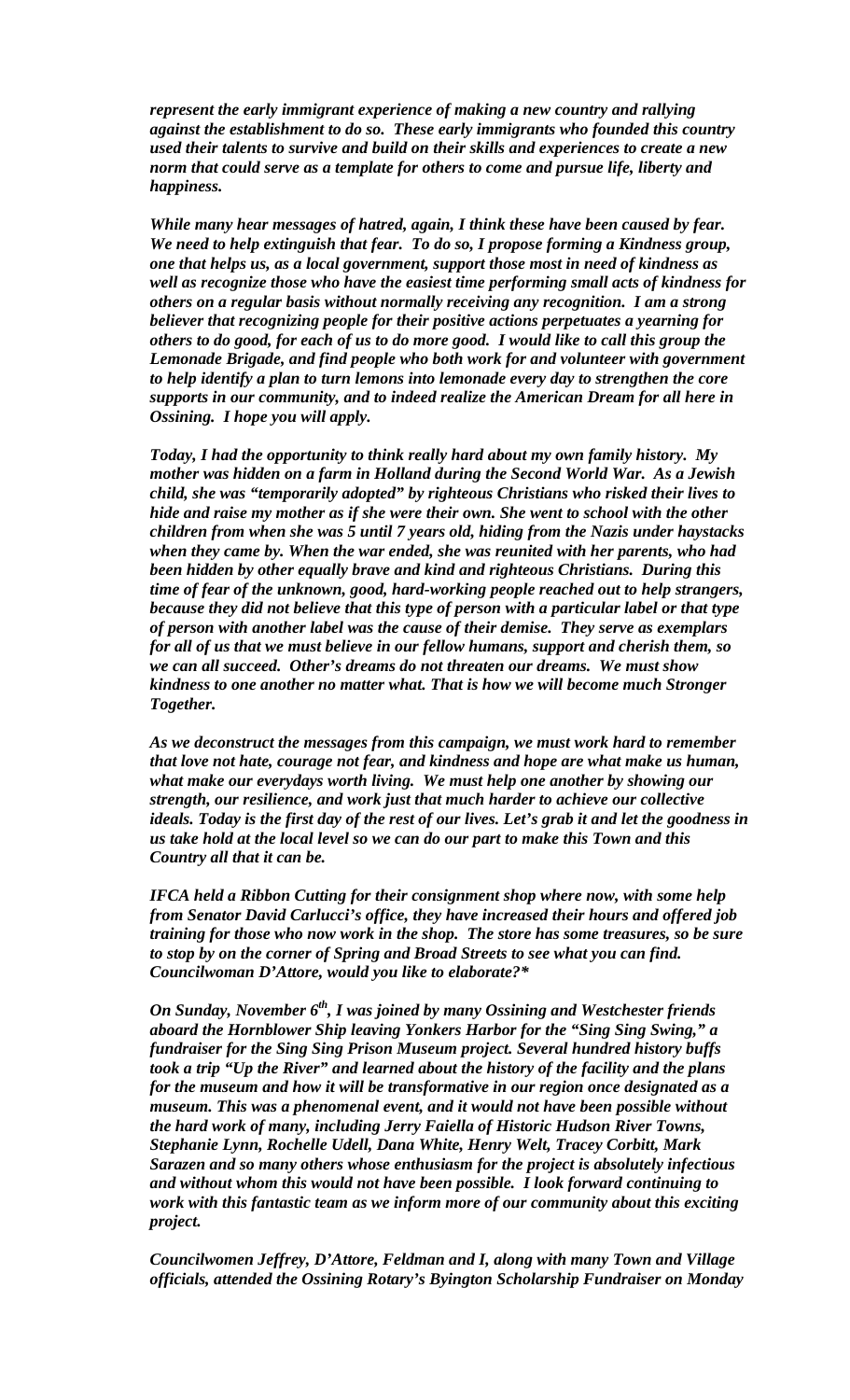*represent the early immigrant experience of making a new country and rallying against the establishment to do so. These early immigrants who founded this country used their talents to survive and build on their skills and experiences to create a new norm that could serve as a template for others to come and pursue life, liberty and happiness.*

*While many hear messages of hatred, again, I think these have been caused by fear. We need to help extinguish that fear. To do so, I propose forming a Kindness group, one that helps us, as a local government, support those most in need of kindness as well as recognize those who have the easiest time performing small acts of kindness for others on a regular basis without normally receiving any recognition. I am a strong believer that recognizing people for their positive actions perpetuates a yearning for others to do good, for each of us to do more good. I would like to call this group the Lemonade Brigade, and find people who both work for and volunteer with government to help identify a plan to turn lemons into lemonade every day to strengthen the core supports in our community, and to indeed realize the American Dream for all here in Ossining. I hope you will apply.*

*Today, I had the opportunity to think really hard about my own family history. My mother was hidden on a farm in Holland during the Second World War. As a Jewish child, she was "temporarily adopted" by righteous Christians who risked their lives to hide and raise my mother as if she were their own. She went to school with the other children from when she was 5 until 7 years old, hiding from the Nazis under haystacks when they came by. When the war ended, she was reunited with her parents, who had been hidden by other equally brave and kind and righteous Christians. During this time of fear of the unknown, good, hard-working people reached out to help strangers, because they did not believe that this type of person with a particular label or that type of person with another label was the cause of their demise. They serve as exemplars for all of us that we must believe in our fellow humans, support and cherish them, so we can all succeed. Other's dreams do not threaten our dreams. We must show kindness to one another no matter what. That is how we will become much Stronger Together.*

*As we deconstruct the messages from this campaign, we must work hard to remember that love not hate, courage not fear, and kindness and hope are what make us human, what make our everydays worth living. We must help one another by showing our strength, our resilience, and work just that much harder to achieve our collective ideals. Today is the first day of the rest of our lives. Let's grab it and let the goodness in us take hold at the local level so we can do our part to make this Town and this Country all that it can be.*

*IFCA held a Ribbon Cutting for their consignment shop where now, with some help from Senator David Carlucci's office, they have increased their hours and offered job training for those who now work in the shop. The store has some treasures, so be sure to stop by on the corner of Spring and Broad Streets to see what you can find. Councilwoman D'Attore, would you like to elaborate?**

*On Sunday, November 6th, I was joined by many Ossining and Westchester friends aboard the Hornblower Ship leaving Yonkers Harbor for the "Sing Sing Swing," a fundraiser for the Sing Sing Prison Museum project. Several hundred history buffs took a trip "Up the River" and learned about the history of the facility and the plans for the museum and how it will be transformative in our region once designated as a museum. This was a phenomenal event, and it would not have been possible without the hard work of many, including Jerry Faiella of Historic Hudson River Towns, Stephanie Lynn, Rochelle Udell, Dana White, Henry Welt, Tracey Corbitt, Mark Sarazen and so many others whose enthusiasm for the project is absolutely infectious and without whom this would not have been possible. I look forward continuing to work with this fantastic team as we inform more of our community about this exciting project.*

*Councilwomen Jeffrey, D'Attore, Feldman and I, along with many Town and Village officials, attended the Ossining Rotary's Byington Scholarship Fundraiser on Monday*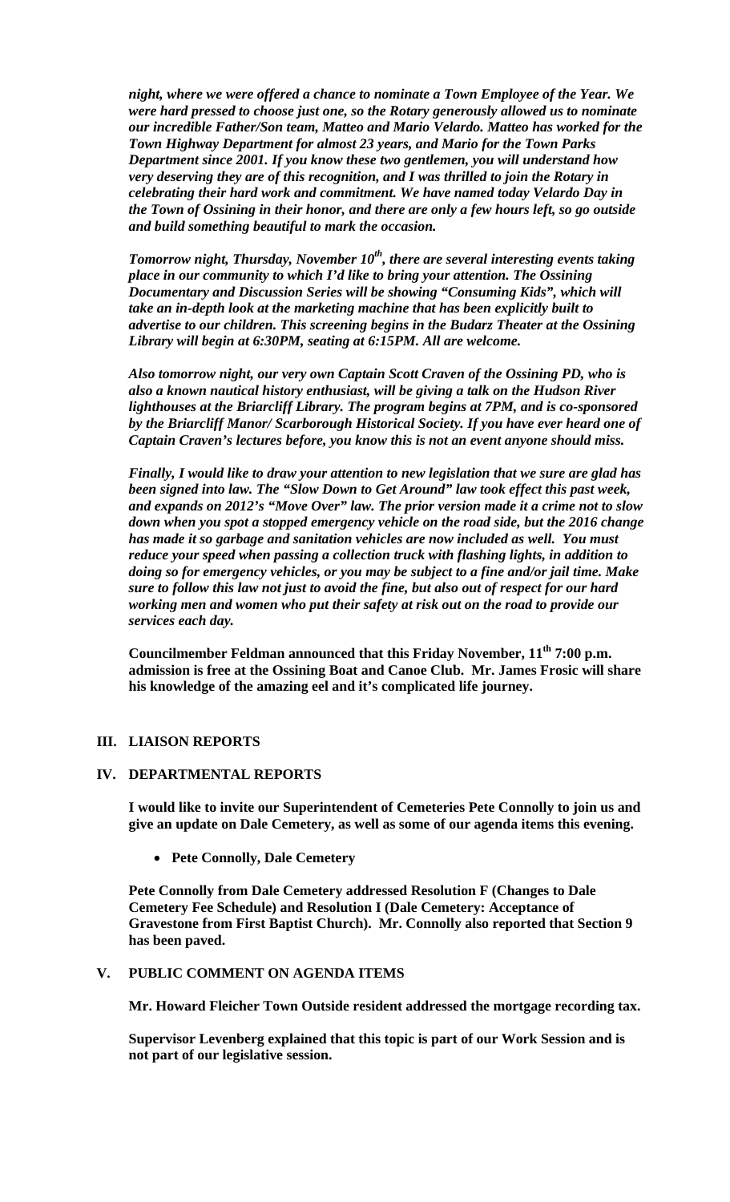***night, where we were offered a chance to nominate a Town Employee of the Year. We were hard pressed to choose just one, so the Rotary generously allowed us to nominate our incredible Father/Son team, Matteo and Mario Velardo. Matteo has worked for the Town Highway Department for almost 23 years, and Mario for the Town Parks Department since 2001. If you know these two gentlemen, you will understand how very deserving they are of this recognition, and I was thrilled to join the Rotary in celebrating their hard work and commitment. We have named today Velardo Day in the Town of Ossining in their honor, and there are only a few hours left, so go outside and build something beautiful to mark the occasion.***

***Tomorrow night, Thursday, November 10th, there are several interesting events taking place in our community to which I'd like to bring your attention. The Ossining Documentary and Discussion Series will be showing "Consuming Kids", which will take an in-depth look at the marketing machine that has been explicitly built to advertise to our children. This screening begins in the Budarz Theater at the Ossining Library will begin at 6:30PM, seating at 6:15PM. All are welcome.***

***Also tomorrow night, our very own Captain Scott Craven of the Ossining PD, who is also a known nautical history enthusiast, will be giving a talk on the Hudson River lighthouses at the Briarcliff Library. The program begins at 7PM, and is co-sponsored by the Briarcliff Manor/ Scarborough Historical Society. If you have ever heard one of Captain Craven's lectures before, you know this is not an event anyone should miss.***

***Finally, I would like to draw your attention to new legislation that we sure are glad has been signed into law. The "Slow Down to Get Around" law took effect this past week, and expands on 2012's "Move Over" law. The prior version made it a crime not to slow down when you spot a stopped emergency vehicle on the road side, but the 2016 change has made it so garbage and sanitation vehicles are now included as well. You must reduce your speed when passing a collection truck with flashing lights, in addition to doing so for emergency vehicles, or you may be subject to a fine and/or jail time. Make sure to follow this law not just to avoid the fine, but also out of respect for our hard working men and women who put their safety at risk out on the road to provide our services each day.***

**Councilmember Feldman announced that this Friday November, 11th 7:00 p.m. admission is free at the Ossining Boat and Canoe Club. Mr. James Frosic will share his knowledge of the amazing eel and it's complicated life journey.**

## III. LIAISON REPORTS

## IV. DEPARTMENTAL REPORTS

**I would like to invite our Superintendent of Cemeteries Pete Connolly to join us and give an update on Dale Cemetery, as well as some of our agenda items this evening.**

- **Pete Connolly, Dale Cemetery**

**Pete Connolly from Dale Cemetery addressed Resolution F (Changes to Dale Cemetery Fee Schedule) and Resolution I (Dale Cemetery: Acceptance of Gravestone from First Baptist Church). Mr. Connolly also reported that Section 9 has been paved.**

## V. PUBLIC COMMENT ON AGENDA ITEMS

**Mr. Howard Fleicher Town Outside resident addressed the mortgage recording tax.**

**Supervisor Levenberg explained that this topic is part of our Work Session and is not part of our legislative session.**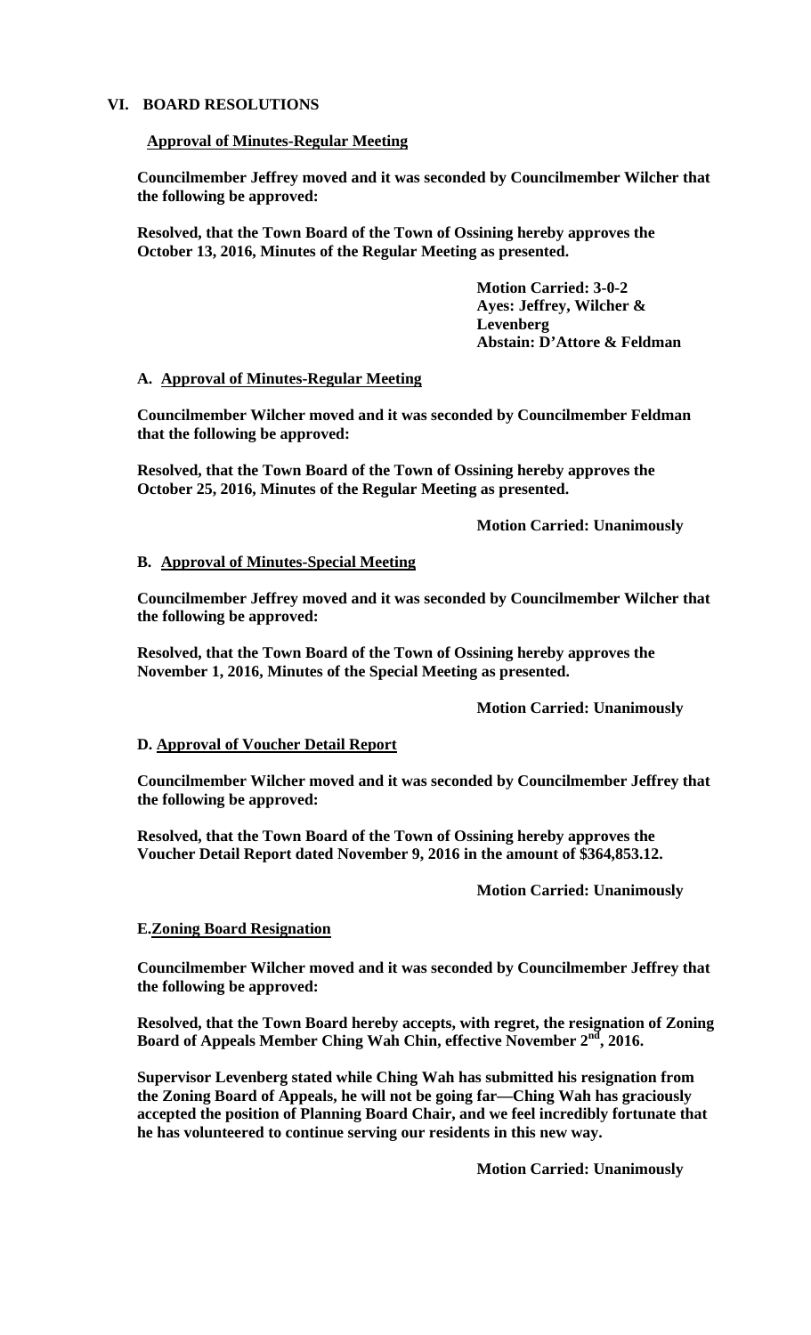## VI. BOARD RESOLUTIONS

**Approval of Minutes-Regular Meeting**

**Councilmember Jeffrey moved and it was seconded by Councilmember Wilcher that the following be approved:**

**Resolved, that the Town Board of the Town of Ossining hereby approves the October 13, 2016, Minutes of the Regular Meeting as presented.**

**Motion Carried: 3-0-2**
**Ayes: Jeffrey, Wilcher & Levenberg**
**Abstain: D'Attore & Feldman**

**A. Approval of Minutes-Regular Meeting**

**Councilmember Wilcher moved and it was seconded by Councilmember Feldman that the following be approved:**

**Resolved, that the Town Board of the Town of Ossining hereby approves the October 25, 2016, Minutes of the Regular Meeting as presented.**

**Motion Carried: Unanimously**

**B. Approval of Minutes-Special Meeting**

**Councilmember Jeffrey moved and it was seconded by Councilmember Wilcher that the following be approved:**

**Resolved, that the Town Board of the Town of Ossining hereby approves the November 1, 2016, Minutes of the Special Meeting as presented.**

**Motion Carried: Unanimously**

**D. Approval of Voucher Detail Report**

**Councilmember Wilcher moved and it was seconded by Councilmember Jeffrey that the following be approved:**

**Resolved, that the Town Board of the Town of Ossining hereby approves the Voucher Detail Report dated November 9, 2016 in the amount of $364,853.12.**

**Motion Carried: Unanimously**

**E. Zoning Board Resignation**

**Councilmember Wilcher moved and it was seconded by Councilmember Jeffrey that the following be approved:**

**Resolved, that the Town Board hereby accepts, with regret, the resignation of Zoning Board of Appeals Member Ching Wah Chin, effective November 2nd, 2016.**

**Supervisor Levenberg stated while Ching Wah has submitted his resignation from the Zoning Board of Appeals, he will not be going far—Ching Wah has graciously accepted the position of Planning Board Chair, and we feel incredibly fortunate that he has volunteered to continue serving our residents in this new way.**

**Motion Carried: Unanimously**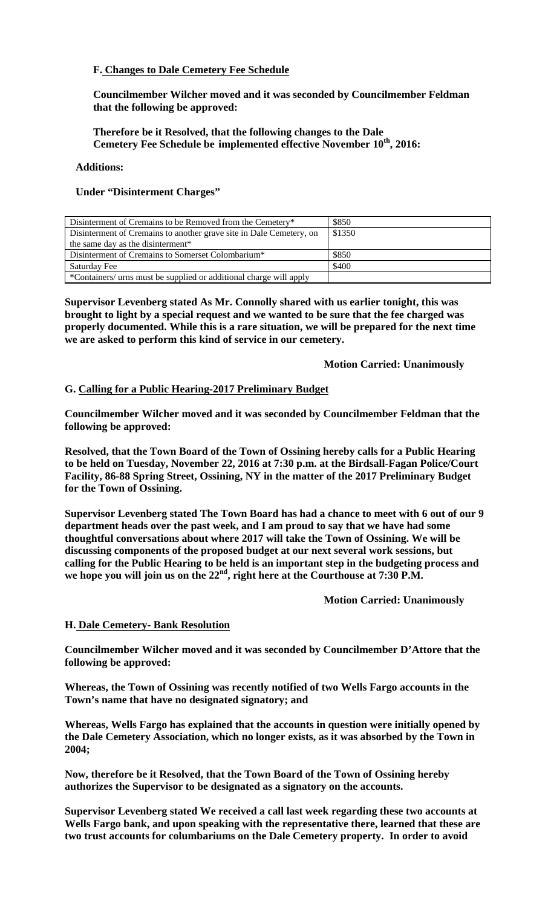**F. Changes to Dale Cemetery Fee Schedule**

**Councilmember Wilcher moved and it was seconded by Councilmember Feldman that the following be approved:**

**Therefore be it Resolved, that the following changes to the Dale Cemetery Fee Schedule be implemented effective November 10th, 2016:**

**Additions:**

**Under "Disinterment Charges"**

| Disinterment of Cremains to be Removed from the Cemetery* | $850 |
|---|---|
| Disinterment of Cremains to another grave site in Dale Cemetery, on the same day as the disinterment* | $1350 |
| Disinterment of Cremains to Somerset Colombarium* | $850 |
| Saturday Fee | $400 |
| *Containers/ urns must be supplied or additional charge will apply | |

**Supervisor Levenberg stated As Mr. Connolly shared with us earlier tonight, this was brought to light by a special request and we wanted to be sure that the fee charged was properly documented. While this is a rare situation, we will be prepared for the next time we are asked to perform this kind of service in our cemetery.**

**Motion Carried: Unanimously**

**G. Calling for a Public Hearing-2017 Preliminary Budget**

**Councilmember Wilcher moved and it was seconded by Councilmember Feldman that the following be approved:**

**Resolved, that the Town Board of the Town of Ossining hereby calls for a Public Hearing to be held on Tuesday, November 22, 2016 at 7:30 p.m. at the Birdsall-Fagan Police/Court Facility, 86-88 Spring Street, Ossining, NY in the matter of the 2017 Preliminary Budget for the Town of Ossining.**

**Supervisor Levenberg stated The Town Board has had a chance to meet with 6 out of our 9 department heads over the past week, and I am proud to say that we have had some thoughtful conversations about where 2017 will take the Town of Ossining. We will be discussing components of the proposed budget at our next several work sessions, but calling for the Public Hearing to be held is an important step in the budgeting process and we hope you will join us on the 22nd, right here at the Courthouse at 7:30 P.M.**

**Motion Carried: Unanimously**

**H. Dale Cemetery- Bank Resolution**

**Councilmember Wilcher moved and it was seconded by Councilmember D'Attore that the following be approved:**

**Whereas, the Town of Ossining was recently notified of two Wells Fargo accounts in the Town's name that have no designated signatory; and**

**Whereas, Wells Fargo has explained that the accounts in question were initially opened by the Dale Cemetery Association, which no longer exists, as it was absorbed by the Town in 2004;**

**Now, therefore be it Resolved, that the Town Board of the Town of Ossining hereby authorizes the Supervisor to be designated as a signatory on the accounts.**

**Supervisor Levenberg stated We received a call last week regarding these two accounts at Wells Fargo bank, and upon speaking with the representative there, learned that these are two trust accounts for columbariums on the Dale Cemetery property. In order to avoid**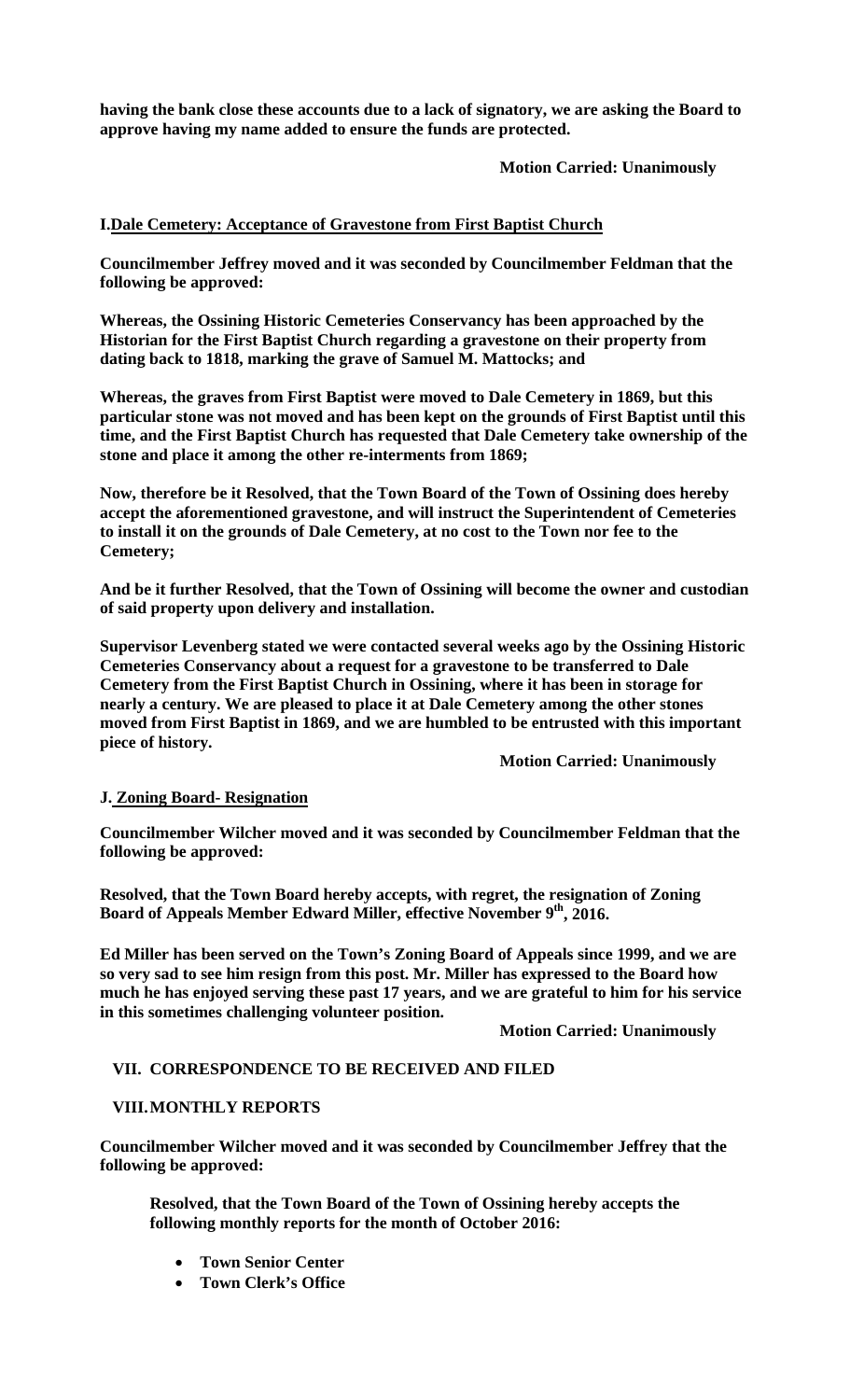**having the bank close these accounts due to a lack of signatory, we are asking the Board to approve having my name added to ensure the funds are protected.**

**Motion Carried: Unanimously**

**I. Dale Cemetery: Acceptance of Gravestone from First Baptist Church**

**Councilmember Jeffrey moved and it was seconded by Councilmember Feldman that the following be approved:**

**Whereas, the Ossining Historic Cemeteries Conservancy has been approached by the Historian for the First Baptist Church regarding a gravestone on their property from dating back to 1818, marking the grave of Samuel M. Mattocks; and**

**Whereas, the graves from First Baptist were moved to Dale Cemetery in 1869, but this particular stone was not moved and has been kept on the grounds of First Baptist until this time, and the First Baptist Church has requested that Dale Cemetery take ownership of the stone and place it among the other re-interments from 1869;**

**Now, therefore be it Resolved, that the Town Board of the Town of Ossining does hereby accept the aforementioned gravestone, and will instruct the Superintendent of Cemeteries to install it on the grounds of Dale Cemetery, at no cost to the Town nor fee to the Cemetery;**

**And be it further Resolved, that the Town of Ossining will become the owner and custodian of said property upon delivery and installation.**

**Supervisor Levenberg stated we were contacted several weeks ago by the Ossining Historic Cemeteries Conservancy about a request for a gravestone to be transferred to Dale Cemetery from the First Baptist Church in Ossining, where it has been in storage for nearly a century. We are pleased to place it at Dale Cemetery among the other stones moved from First Baptist in 1869, and we are humbled to be entrusted with this important piece of history.**

**Motion Carried: Unanimously**

**J. Zoning Board- Resignation**

**Councilmember Wilcher moved and it was seconded by Councilmember Feldman that the following be approved:**

**Resolved, that the Town Board hereby accepts, with regret, the resignation of Zoning Board of Appeals Member Edward Miller, effective November 9th, 2016.**

**Ed Miller has been served on the Town's Zoning Board of Appeals since 1999, and we are so very sad to see him resign from this post. Mr. Miller has expressed to the Board how much he has enjoyed serving these past 17 years, and we are grateful to him for his service in this sometimes challenging volunteer position.**

**Motion Carried: Unanimously**

**VII. CORRESPONDENCE TO BE RECEIVED AND FILED**

**VIII. MONTHLY REPORTS**

**Councilmember Wilcher moved and it was seconded by Councilmember Jeffrey that the following be approved:**

**Resolved, that the Town Board of the Town of Ossining hereby accepts the following monthly reports for the month of October 2016:**

- **Town Senior Center**
- **Town Clerk's Office**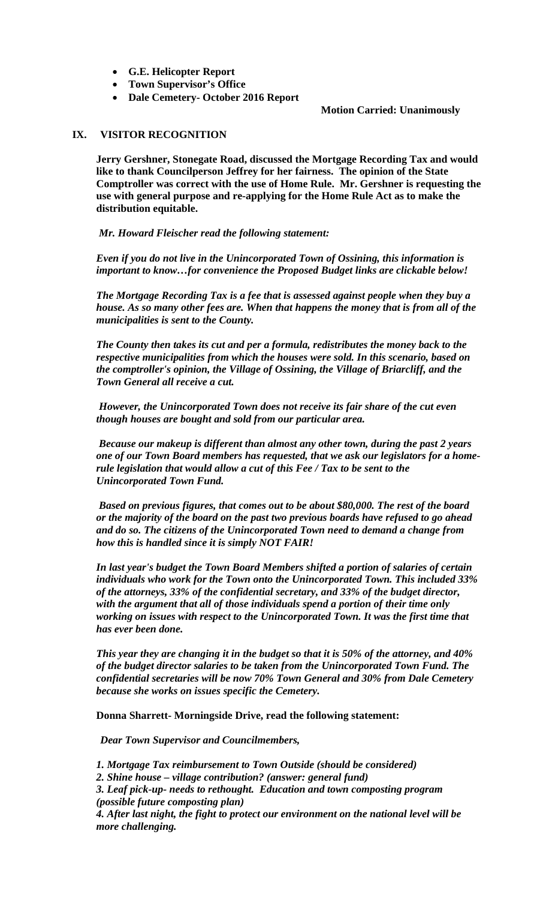- **G.E. Helicopter Report**
- **Town Supervisor's Office**
- **Dale Cemetery- October 2016 Report**

**Motion Carried: Unanimously**

## IX. VISITOR RECOGNITION

**Jerry Gershner, Stonegate Road, discussed the Mortgage Recording Tax and would like to thank Councilperson Jeffrey for her fairness. The opinion of the State Comptroller was correct with the use of Home Rule. Mr. Gershner is requesting the use with general purpose and re-applying for the Home Rule Act as to make the distribution equitable.**

***Mr. Howard Fleischer read the following statement:***

***Even if you do not live in the Unincorporated Town of Ossining, this information is important to know…for convenience the Proposed Budget links are clickable below!***

***The Mortgage Recording Tax is a fee that is assessed against people when they buy a house. As so many other fees are. When that happens the money that is from all of the municipalities is sent to the County.***

***The County then takes its cut and per a formula, redistributes the money back to the respective municipalities from which the houses were sold. In this scenario, based on the comptroller's opinion, the Village of Ossining, the Village of Briarcliff, and the Town General all receive a cut.***

***However, the Unincorporated Town does not receive its fair share of the cut even though houses are bought and sold from our particular area.***

***Because our makeup is different than almost any other town, during the past 2 years one of our Town Board members has requested, that we ask our legislators for a home-rule legislation that would allow a cut of this Fee / Tax to be sent to the Unincorporated Town Fund.***

***Based on previous figures, that comes out to be about $80,000. The rest of the board or the majority of the board on the past two previous boards have refused to go ahead and do so. The citizens of the Unincorporated Town need to demand a change from how this is handled since it is simply NOT FAIR!***

***In last year's budget the Town Board Members shifted a portion of salaries of certain individuals who work for the Town onto the Unincorporated Town. This included 33% of the attorneys, 33% of the confidential secretary, and 33% of the budget director, with the argument that all of those individuals spend a portion of their time only working on issues with respect to the Unincorporated Town. It was the first time that has ever been done.***

***This year they are changing it in the budget so that it is 50% of the attorney, and 40% of the budget director salaries to be taken from the Unincorporated Town Fund. The confidential secretaries will be now 70% Town General and 30% from Dale Cemetery because she works on issues specific the Cemetery.***

**Donna Sharrett- Morningside Drive, read the following statement:**

***Dear Town Supervisor and Councilmembers,***

***1. Mortgage Tax reimbursement to Town Outside (should be considered)***
***2. Shine house – village contribution? (answer: general fund)***
***3. Leaf pick-up- needs to rethought. Education and town composting program (possible future composting plan)***
***4. After last night, the fight to protect our environment on the national level will be more challenging.***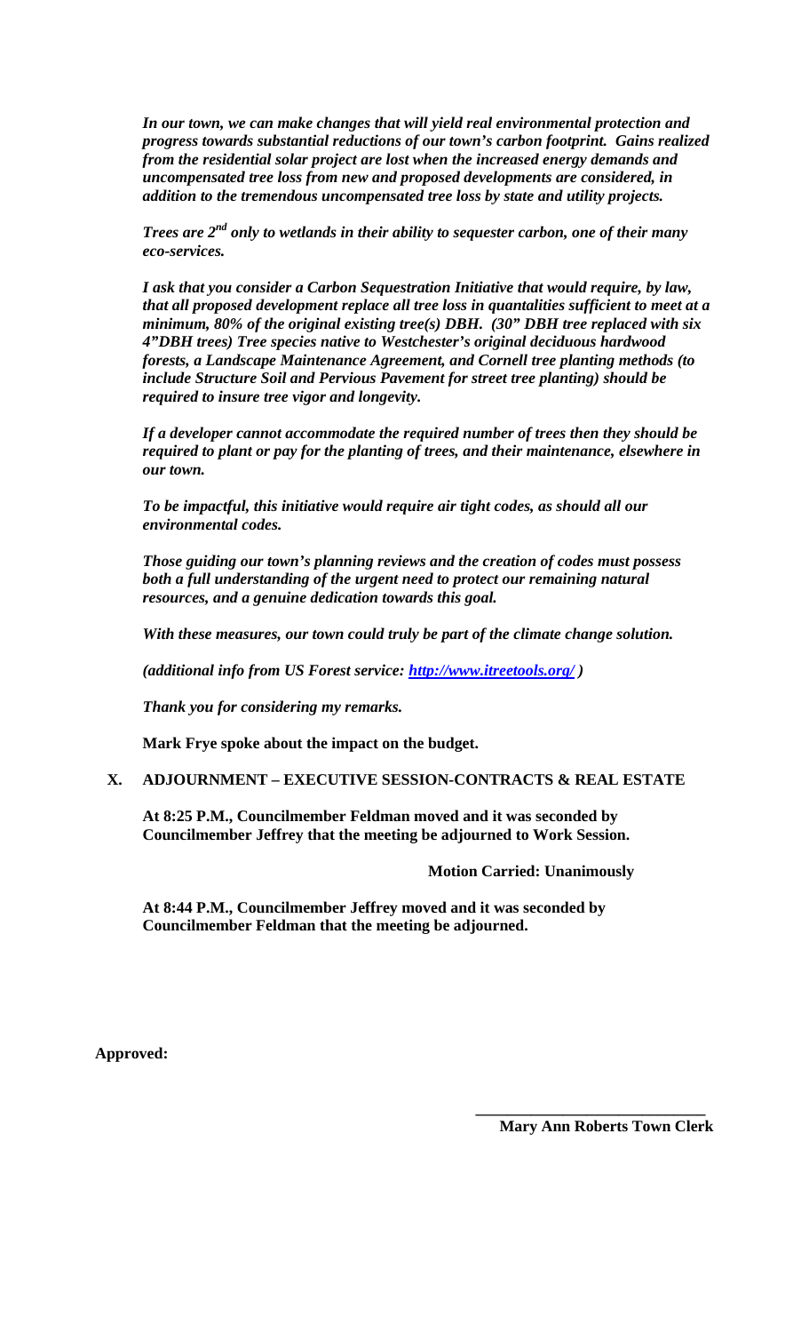***In our town, we can make changes that will yield real environmental protection and progress towards substantial reductions of our town's carbon footprint. Gains realized from the residential solar project are lost when the increased energy demands and uncompensated tree loss from new and proposed developments are considered, in addition to the tremendous uncompensated tree loss by state and utility projects.***

***Trees are 2nd only to wetlands in their ability to sequester carbon, one of their many eco-services.***

***I ask that you consider a Carbon Sequestration Initiative that would require, by law, that all proposed development replace all tree loss in quantalities sufficient to meet at a minimum, 80% of the original existing tree(s) DBH. (30" DBH tree replaced with six 4"DBH trees) Tree species native to Westchester's original deciduous hardwood forests, a Landscape Maintenance Agreement, and Cornell tree planting methods (to include Structure Soil and Pervious Pavement for street tree planting) should be required to insure tree vigor and longevity.***

***If a developer cannot accommodate the required number of trees then they should be required to plant or pay for the planting of trees, and their maintenance, elsewhere in our town.***

***To be impactful, this initiative would require air tight codes, as should all our environmental codes.***

***Those guiding our town's planning reviews and the creation of codes must possess both a full understanding of the urgent need to protect our remaining natural resources, and a genuine dedication towards this goal.***

***With these measures, our town could truly be part of the climate change solution.***

***(additional info from US Forest service: http://www.itreetools.org/ )***

***Thank you for considering my remarks.***

**Mark Frye spoke about the impact on the budget.**

## X. ADJOURNMENT – EXECUTIVE SESSION-CONTRACTS & REAL ESTATE

**At 8:25 P.M., Councilmember Feldman moved and it was seconded by Councilmember Jeffrey that the meeting be adjourned to Work Session.**

**Motion Carried: Unanimously**

**At 8:44 P.M., Councilmember Jeffrey moved and it was seconded by Councilmember Feldman that the meeting be adjourned.**

**Approved:**

\_\_\_\_\_\_\_\_\_\_\_\_\_\_\_\_\_\_\_\_\_\_\_\_\_\_\_\_\_\_

**Mary Ann Roberts Town Clerk**